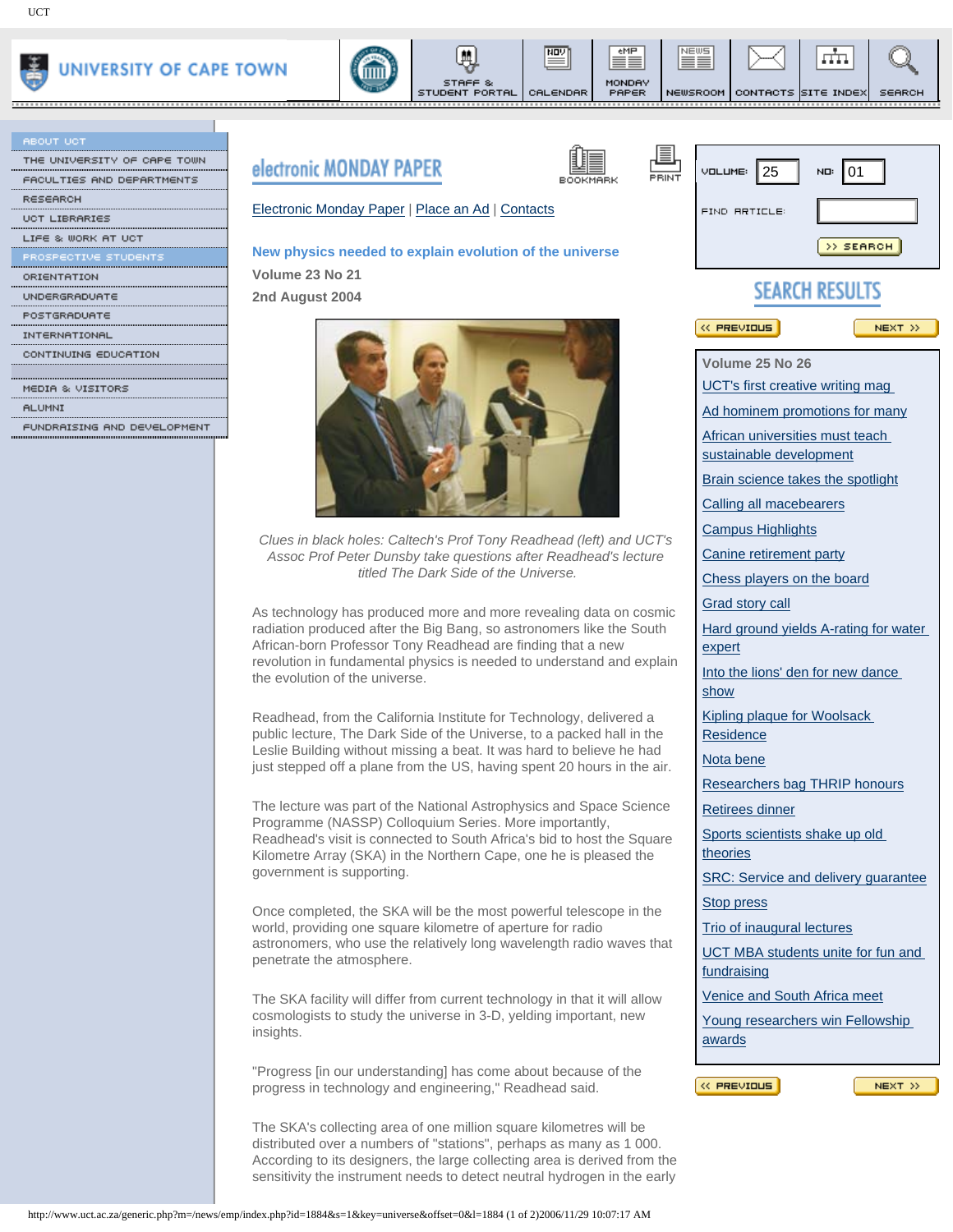# electronic MONDAY PAPER

Electronic Monday Paper | Place an Ad | Contacts

## New physics needed to explain evolution of the universe

**Volume 23 No 21**

**2nd August 2004**

*Clues in black holes: Caltech's Prof Tony Readhead (left) and UCT's Assoc Prof Peter Dunsby take questions after Readhead's lecture titled The Dark Side of the Universe.*

As technology has produced more and more revealing data on cosmic radiation produced after the Big Bang, so astronomers like the South African-born Professor Tony Readhead are finding that a new revolution in fundamental physics is needed to understand and explain the evolution of the universe.

Readhead, from the California Institute for Technology, delivered a public lecture, The Dark Side of the Universe, to a packed hall in the Leslie Building without missing a beat. It was hard to believe he had just stepped off a plane from the US, having spent 20 hours in the air.

The lecture was part of the National Astrophysics and Space Science Programme (NASSP) Colloquium Series. More importantly, Readhead's visit is connected to South Africa's bid to host the Square Kilometre Array (SKA) in the Northern Cape, one he is pleased the government is supporting.

Once completed, the SKA will be the most powerful telescope in the world, providing one square kilometre of aperture for radio astronomers, who use the relatively long wavelength radio waves that penetrate the atmosphere.

The SKA facility will differ from current technology in that it will allow cosmologists to study the universe in 3-D, yelding important, new insights.

"Progress [in our understanding] has come about because of the progress in technology and engineering," Readhead said.

The SKA's collecting area of one million square kilometres will be distributed over a numbers of "stations", perhaps as many as 1 000. According to its designers, the large collecting area is derived from the sensitivity the instrument needs to detect neutral hydrogen in the early

---

VOLUME: 25 NO: 01

FIND ARTICLE:

SEARCH RESULTS

Volume 25 No 26

- UCT's first creative writing mag
- Ad hominem promotions for many
- African universities must teach sustainable development
- Brain science takes the spotlight
- Calling all macebearers
- Campus Highlights
- Canine retirement party
- Chess players on the board
- Grad story call
- Hard ground yields A-rating for water expert
- Into the lions' den for new dance show
- Kipling plaque for Woolsack Residence
- Nota bene
- Researchers bag THRIP honours
- Retirees dinner
- Sports scientists shake up old theories
- SRC: Service and delivery guarantee
- Stop press
- Trio of inaugural lectures
- UCT MBA students unite for fun and fundraising
- Venice and South Africa meet
- Young researchers win Fellowship awards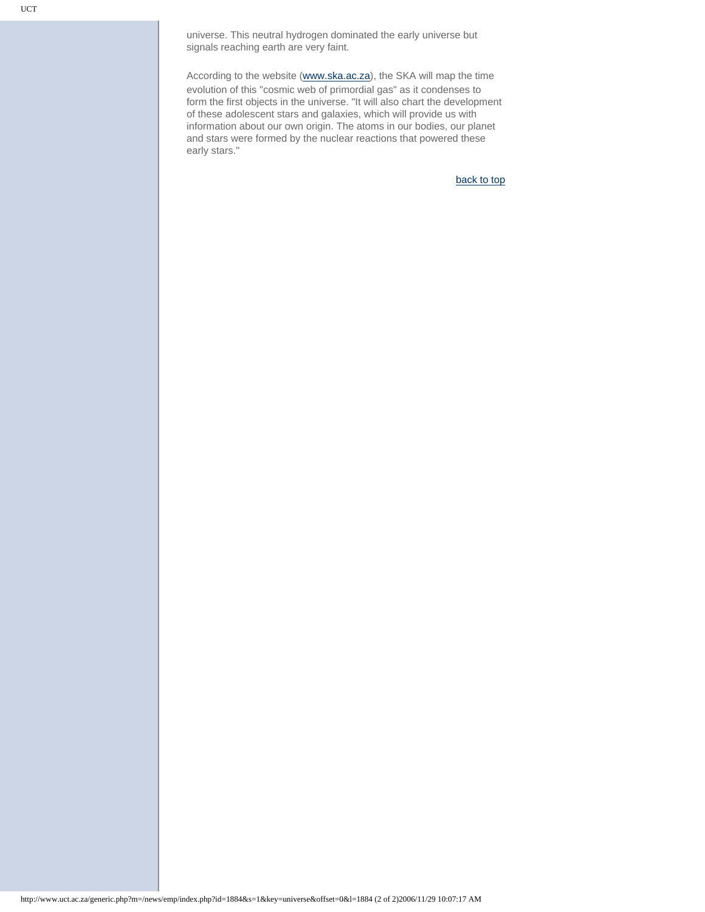universe. This neutral hydrogen dominated the early universe but signals reaching earth are very faint.

According to the website (www.ska.ac.za), the SKA will map the time evolution of this "cosmic web of primordial gas" as it condenses to form the first objects in the universe. "It will also chart the development of these adolescent stars and galaxies, which will provide us with information about our own origin. The atoms in our bodies, our planet and stars were formed by the nuclear reactions that powered these early stars."

back to top